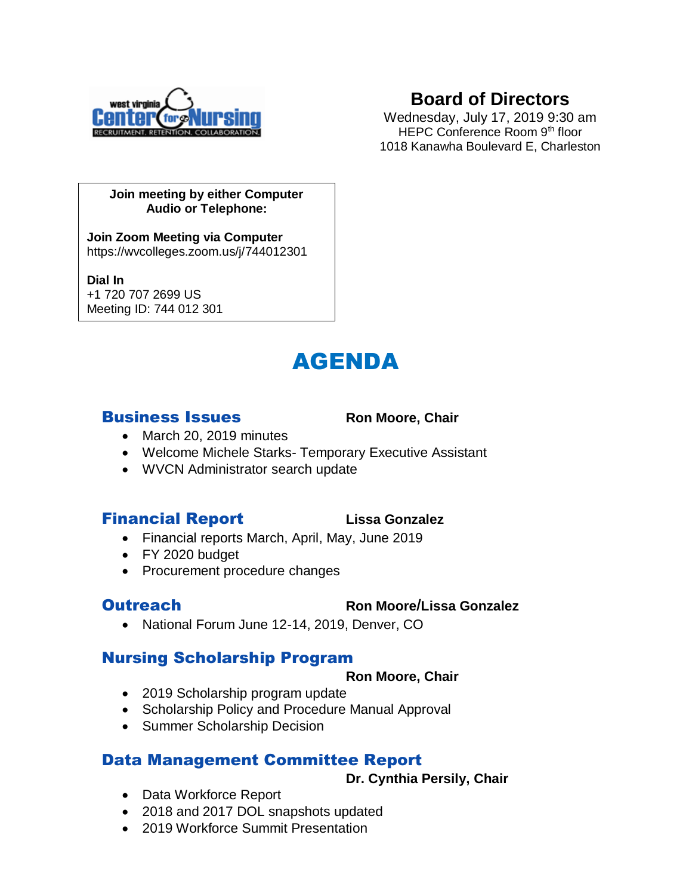# Board of Directors

Wednesday, July 17, 2019 9:30 am
HEPC Conference Room 9th floor
1018 Kanawha Boulevard E, Charleston

**Join meeting by either Computer Audio or Telephone:**

**Join Zoom Meeting via Computer**
https://wvcolleges.zoom.us/j/744012301

**Dial In**
+1 720 707 2699 US
Meeting ID: 744 012 301

# AGENDA

## Business Issues

**Ron Moore, Chair**

- March 20, 2019 minutes
- Welcome Michele Starks- Temporary Executive Assistant
- WVCN Administrator search update

## Financial Report

**Lissa Gonzalez**

- Financial reports March, April, May, June 2019
- FY 2020 budget
- Procurement procedure changes

## Outreach

**Ron Moore/Lissa Gonzalez**

- National Forum June 12-14, 2019, Denver, CO

## Nursing Scholarship Program

**Ron Moore, Chair**

- 2019 Scholarship program update
- Scholarship Policy and Procedure Manual Approval
- Summer Scholarship Decision

## Data Management Committee Report

**Dr. Cynthia Persily, Chair**

- Data Workforce Report
- 2018 and 2017 DOL snapshots updated
- 2019 Workforce Summit Presentation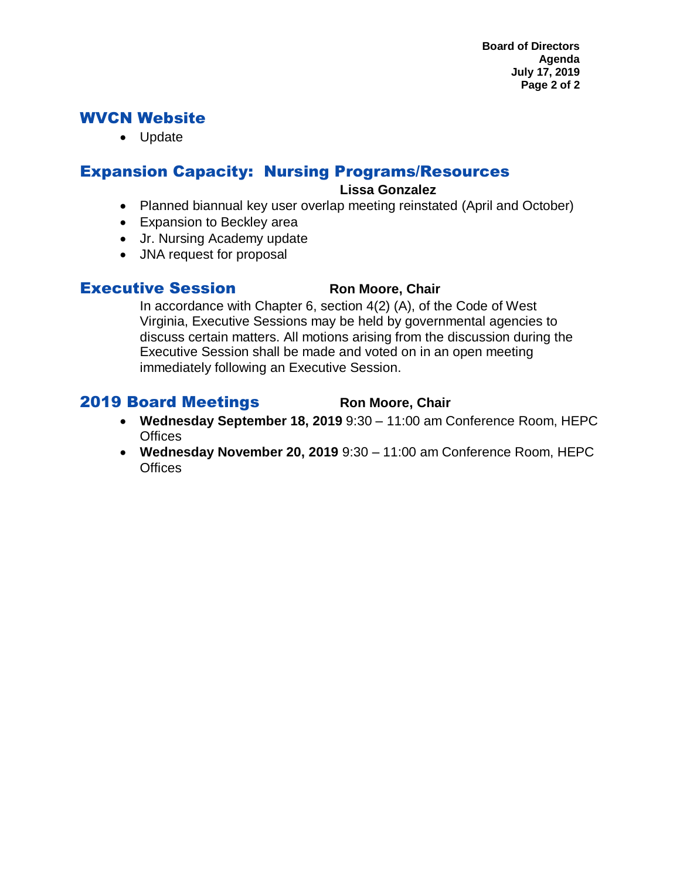## WVCN Website

- Update

## Expansion Capacity: Nursing Programs/Resources

**Lissa Gonzalez**

- Planned biannual key user overlap meeting reinstated (April and October)
- Expansion to Beckley area
- Jr. Nursing Academy update
- JNA request for proposal

## Executive Session

**Ron Moore, Chair**

In accordance with Chapter 6, section 4(2) (A), of the Code of West Virginia, Executive Sessions may be held by governmental agencies to discuss certain matters. All motions arising from the discussion during the Executive Session shall be made and voted on in an open meeting immediately following an Executive Session.

## 2019 Board Meetings

**Ron Moore, Chair**

- **Wednesday September 18, 2019** 9:30 – 11:00 am Conference Room, HEPC Offices
- **Wednesday November 20, 2019** 9:30 – 11:00 am Conference Room, HEPC Offices